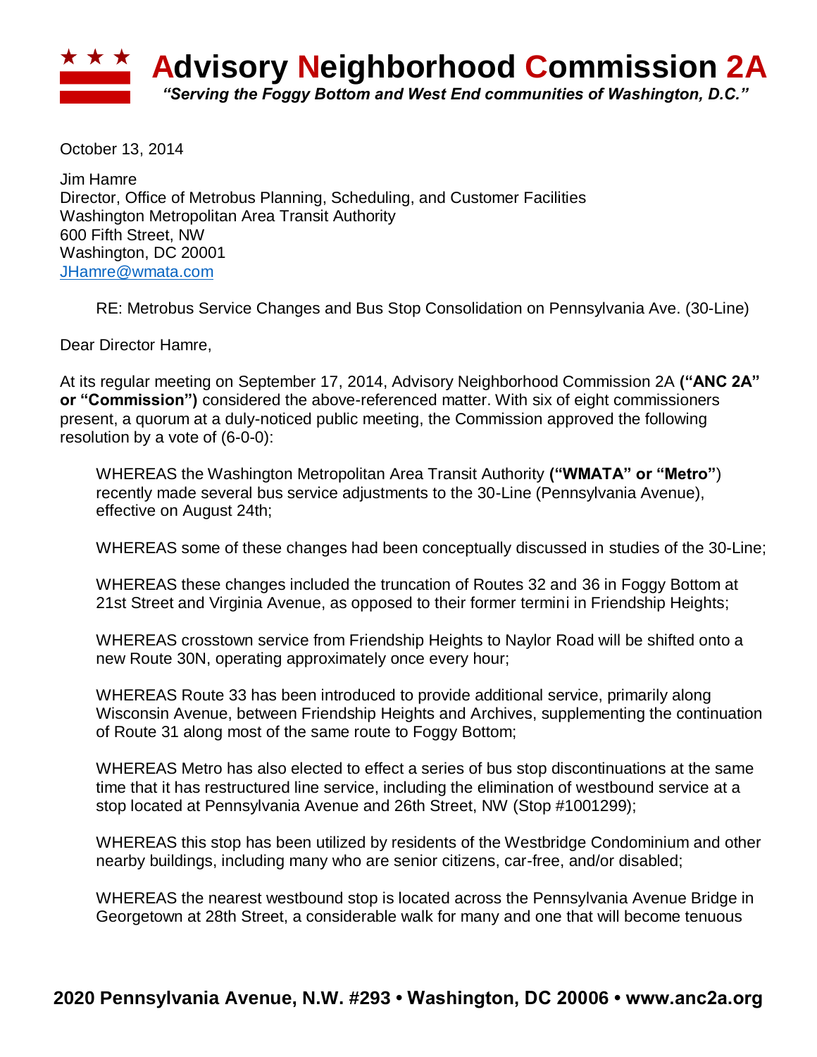# ★ ★ ★ Advisory Neighborhood Commission 2A

*"Serving the Foggy Bottom and West End communities of Washington, D.C."*

October 13, 2014

Jim Hamre
Director, Office of Metrobus Planning, Scheduling, and Customer Facilities
Washington Metropolitan Area Transit Authority
600 Fifth Street, NW
Washington, DC 20001
JHamre@wmata.com

RE: Metrobus Service Changes and Bus Stop Consolidation on Pennsylvania Ave. (30-Line)

Dear Director Hamre,

At its regular meeting on September 17, 2014, Advisory Neighborhood Commission 2A **("ANC 2A" or "Commission")** considered the above-referenced matter. With six of eight commissioners present, a quorum at a duly-noticed public meeting, the Commission approved the following resolution by a vote of (6-0-0):

WHEREAS the Washington Metropolitan Area Transit Authority **("WMATA" or "Metro")** recently made several bus service adjustments to the 30-Line (Pennsylvania Avenue), effective on August 24th;

WHEREAS some of these changes had been conceptually discussed in studies of the 30-Line;

WHEREAS these changes included the truncation of Routes 32 and 36 in Foggy Bottom at 21st Street and Virginia Avenue, as opposed to their former termini in Friendship Heights;

WHEREAS crosstown service from Friendship Heights to Naylor Road will be shifted onto a new Route 30N, operating approximately once every hour;

WHEREAS Route 33 has been introduced to provide additional service, primarily along Wisconsin Avenue, between Friendship Heights and Archives, supplementing the continuation of Route 31 along most of the same route to Foggy Bottom;

WHEREAS Metro has also elected to effect a series of bus stop discontinuations at the same time that it has restructured line service, including the elimination of westbound service at a stop located at Pennsylvania Avenue and 26th Street, NW (Stop #1001299);

WHEREAS this stop has been utilized by residents of the Westbridge Condominium and other nearby buildings, including many who are senior citizens, car-free, and/or disabled;

WHEREAS the nearest westbound stop is located across the Pennsylvania Avenue Bridge in Georgetown at 28th Street, a considerable walk for many and one that will become tenuous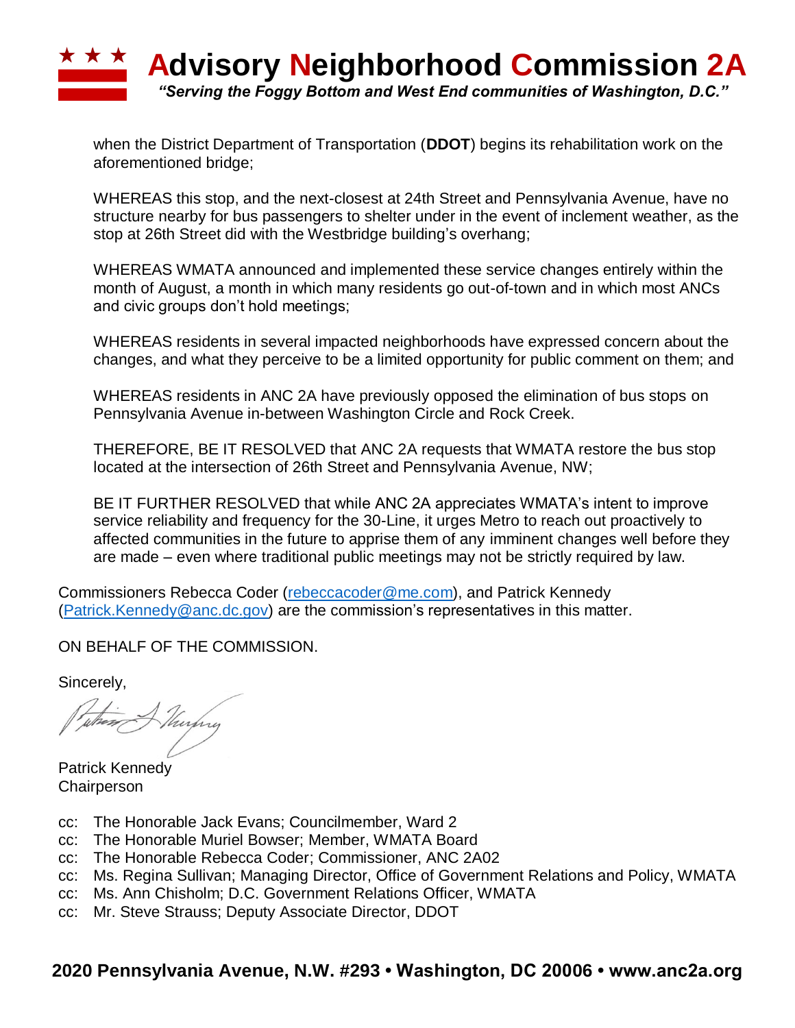when the District Department of Transportation (**DDOT**) begins its rehabilitation work on the aforementioned bridge;

WHEREAS this stop, and the next-closest at 24th Street and Pennsylvania Avenue, have no structure nearby for bus passengers to shelter under in the event of inclement weather, as the stop at 26th Street did with the Westbridge building's overhang;

WHEREAS WMATA announced and implemented these service changes entirely within the month of August, a month in which many residents go out-of-town and in which most ANCs and civic groups don't hold meetings;

WHEREAS residents in several impacted neighborhoods have expressed concern about the changes, and what they perceive to be a limited opportunity for public comment on them; and

WHEREAS residents in ANC 2A have previously opposed the elimination of bus stops on Pennsylvania Avenue in-between Washington Circle and Rock Creek.

THEREFORE, BE IT RESOLVED that ANC 2A requests that WMATA restore the bus stop located at the intersection of 26th Street and Pennsylvania Avenue, NW;

BE IT FURTHER RESOLVED that while ANC 2A appreciates WMATA's intent to improve service reliability and frequency for the 30-Line, it urges Metro to reach out proactively to affected communities in the future to apprise them of any imminent changes well before they are made – even where traditional public meetings may not be strictly required by law.

Commissioners Rebecca Coder (rebeccacoder@me.com), and Patrick Kennedy (Patrick.Kennedy@anc.dc.gov) are the commission's representatives in this matter.

ON BEHALF OF THE COMMISSION.

Sincerely,

Patrick Kennedy
Chairperson

cc: The Honorable Jack Evans; Councilmember, Ward 2
cc: The Honorable Muriel Bowser; Member, WMATA Board
cc: The Honorable Rebecca Coder; Commissioner, ANC 2A02
cc: Ms. Regina Sullivan; Managing Director, Office of Government Relations and Policy, WMATA
cc: Ms. Ann Chisholm; D.C. Government Relations Officer, WMATA
cc: Mr. Steve Strauss; Deputy Associate Director, DDOT